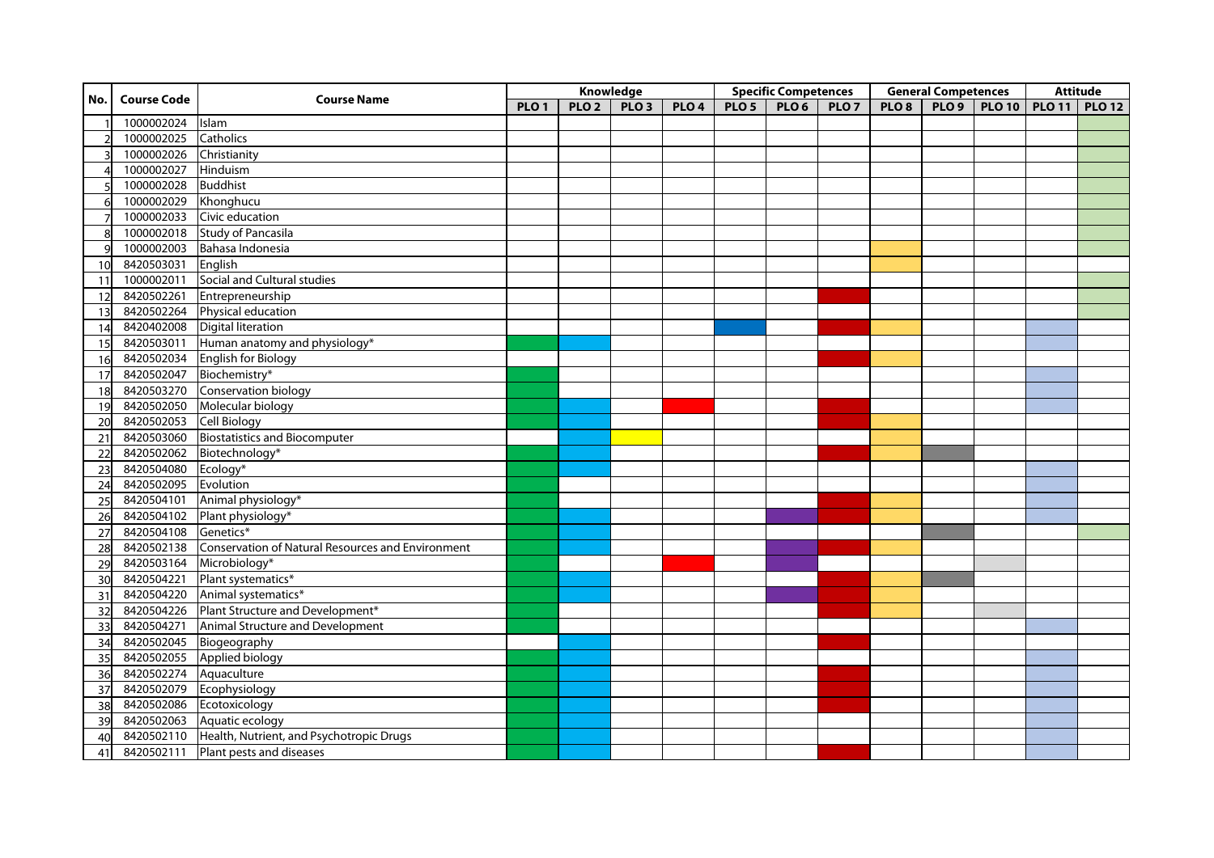| No. | Course Code | Course Name | Knowledge | | | | Specific Competences | | | General Competences | | | Attitude | |
|---|---|---|---|---|---|---|---|---|---|---|---|---|---|---|
| | | | PLO 1 | PLO 2 | PLO 3 | PLO 4 | PLO 5 | PLO 6 | PLO 7 | PLO 8 | PLO 9 | PLO 10 | PLO 11 | PLO 12 |
| 1 | 1000002024 | Islam | | | | | | | | | | | | ✓ |
| 2 | 1000002025 | Catholics | | | | | | | | | | | | ✓ |
| 3 | 1000002026 | Christianity | | | | | | | | | | | | ✓ |
| 4 | 1000002027 | Hinduism | | | | | | | | | | | | ✓ |
| 5 | 1000002028 | Buddhist | | | | | | | | | | | | ✓ |
| 6 | 1000002029 | Khonghucu | | | | | | | | | | | | ✓ |
| 7 | 1000002033 | Civic education | | | | | | | | | | | | ✓ |
| 8 | 1000002018 | Study of Pancasila | | | | | | | | | | | | ✓ |
| 9 | 1000002003 | Bahasa Indonesia | | | | | | | | ✓ | | | | ✓ |
| 10 | 8420503031 | English | | | | | | | | ✓ | | | | |
| 11 | 1000002011 | Social and Cultural studies | | | | | | | | | | | | ✓ |
| 12 | 8420502261 | Entrepreneurship | | | | | | | ✓ | | | | | ✓ |
| 13 | 8420502264 | Physical education | | | | | | | | | | | | ✓ |
| 14 | 8420402008 | Digital literation | | | | | ✓ | | ✓ | ✓ | | | ✓ | |
| 15 | 8420503011 | Human anatomy and physiology* | ✓ | ✓ | | | | | | | | | ✓ | |
| 16 | 8420502034 | English for Biology | | | | | | | ✓ | ✓ | | | | |
| 17 | 8420502047 | Biochemistry* | ✓ | | | | | | | | | | ✓ | |
| 18 | 8420503270 | Conservation biology | ✓ | | | | | | | | | | ✓ | |
| 19 | 8420502050 | Molecular biology | ✓ | ✓ | | ✓ | | | ✓ | | | | ✓ | |
| 20 | 8420502053 | Cell Biology | ✓ | ✓ | | | | | ✓ | ✓ | | | | |
| 21 | 8420503060 | Biostatistics and Biocomputer | | ✓ | ✓ | | | | | ✓ | | | | |
| 22 | 8420502062 | Biotechnology* | ✓ | ✓ | | | | | ✓ | ✓ | ✓ | | | |
| 23 | 8420504080 | Ecology* | ✓ | ✓ | | | | | | | | | ✓ | |
| 24 | 8420502095 | Evolution | ✓ | | | | | | | | | | ✓ | |
| 25 | 8420504101 | Animal physiology* | ✓ | | | | | | ✓ | ✓ | | | ✓ | |
| 26 | 8420504102 | Plant physiology* | ✓ | ✓ | | | | ✓ | ✓ | ✓ | | | ✓ | |
| 27 | 8420504108 | Genetics* | ✓ | ✓ | | | | | | | ✓ | | | ✓ |
| 28 | 8420502138 | Conservation of Natural Resources and Environment | ✓ | ✓ | | | | ✓ | ✓ | ✓ | | | | |
| 29 | 8420503164 | Microbiology* | ✓ | | | ✓ | | ✓ | | | | ✓ | | |
| 30 | 8420504221 | Plant systematics* | ✓ | ✓ | | | | | ✓ | ✓ | ✓ | | | |
| 31 | 8420504220 | Animal systematics* | ✓ | ✓ | | | | ✓ | ✓ | ✓ | | | | |
| 32 | 8420504226 | Plant Structure and Development* | ✓ | | | | | | ✓ | ✓ | | ✓ | | |
| 33 | 8420504271 | Animal Structure and Development | ✓ | | | | | | | | | | ✓ | |
| 34 | 8420502045 | Biogeography | | ✓ | | | | | ✓ | | | | | |
| 35 | 8420502055 | Applied biology | ✓ | ✓ | | | | | | | | | ✓ | |
| 36 | 8420502274 | Aquaculture | ✓ | ✓ | | | | | ✓ | | | | ✓ | |
| 37 | 8420502079 | Ecophysiology | ✓ | ✓ | | | | | ✓ | | | | ✓ | |
| 38 | 8420502086 | Ecotoxicology | ✓ | ✓ | | | | | ✓ | | | | ✓ | |
| 39 | 8420502063 | Aquatic ecology | ✓ | ✓ | | | | | | | | | ✓ | |
| 40 | 8420502110 | Health, Nutrient, and Psychotropic Drugs | ✓ | ✓ | | | | | | | | | ✓ | |
| 41 | 8420502111 | Plant pests and diseases | ✓ | ✓ | | | | | ✓ | | | | ✓ | |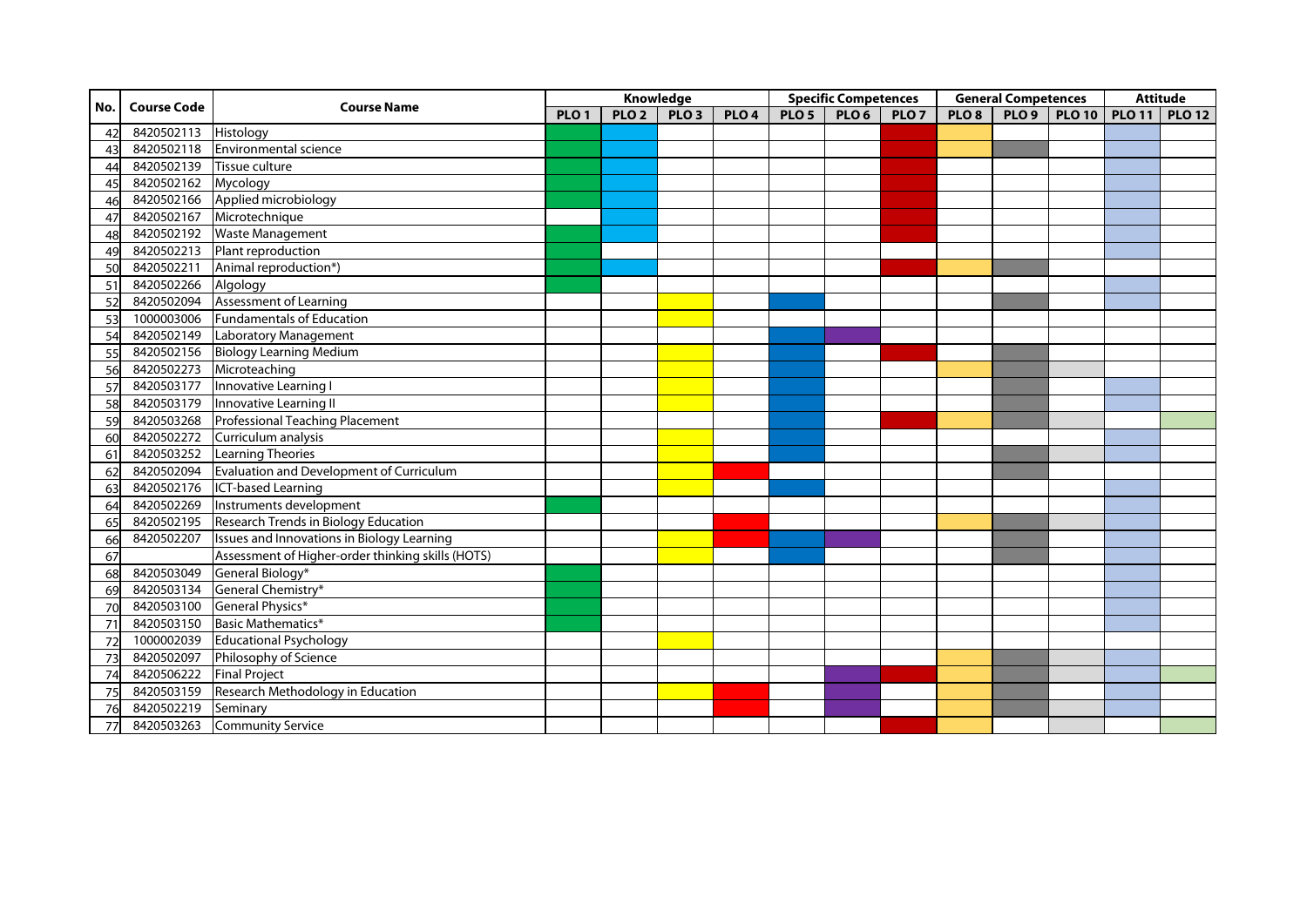| No. | Course Code | Course Name | Knowledge | | | | Specific Competences | | | General Competences | | | Attitude | |
|---|---|---|---|---|---|---|---|---|---|---|---|---|---|---|
| | | | PLO 1 | PLO 2 | PLO 3 | PLO 4 | PLO 5 | PLO 6 | PLO 7 | PLO 8 | PLO 9 | PLO 10 | PLO 11 | PLO 12 |
| 42 | 8420502113 | Histology | | | | | | | | | | | | |
| 43 | 8420502118 | Environmental science | | | | | | | | | | | | |
| 44 | 8420502139 | Tissue culture | | | | | | | | | | | | |
| 45 | 8420502162 | Mycology | | | | | | | | | | | | |
| 46 | 8420502166 | Applied microbiology | | | | | | | | | | | | |
| 47 | 8420502167 | Microtechnique | | | | | | | | | | | | |
| 48 | 8420502192 | Waste Management | | | | | | | | | | | | |
| 49 | 8420502213 | Plant reproduction | | | | | | | | | | | | |
| 50 | 8420502211 | Animal reproduction*) | | | | | | | | | | | | |
| 51 | 8420502266 | Algology | | | | | | | | | | | | |
| 52 | 8420502094 | Assessment of Learning | | | | | | | | | | | | |
| 53 | 1000003006 | Fundamentals of Education | | | | | | | | | | | | |
| 54 | 8420502149 | Laboratory Management | | | | | | | | | | | | |
| 55 | 8420502156 | Biology Learning Medium | | | | | | | | | | | | |
| 56 | 8420502273 | Microteaching | | | | | | | | | | | | |
| 57 | 8420503177 | Innovative Learning I | | | | | | | | | | | | |
| 58 | 8420503179 | Innovative Learning II | | | | | | | | | | | | |
| 59 | 8420503268 | Professional Teaching Placement | | | | | | | | | | | | |
| 60 | 8420502272 | Curriculum analysis | | | | | | | | | | | | |
| 61 | 8420503252 | Learning Theories | | | | | | | | | | | | |
| 62 | 8420502094 | Evaluation and Development of Curriculum | | | | | | | | | | | | |
| 63 | 8420502176 | ICT-based Learning | | | | | | | | | | | | |
| 64 | 8420502269 | Instruments development | | | | | | | | | | | | |
| 65 | 8420502195 | Research Trends in Biology Education | | | | | | | | | | | | |
| 66 | 8420502207 | Issues and Innovations in Biology Learning | | | | | | | | | | | | |
| 67 | | Assessment of Higher-order thinking skills (HOTS) | | | | | | | | | | | | |
| 68 | 8420503049 | General Biology* | | | | | | | | | | | | |
| 69 | 8420503134 | General Chemistry* | | | | | | | | | | | | |
| 70 | 8420503100 | General Physics* | | | | | | | | | | | | |
| 71 | 8420503150 | Basic Mathematics* | | | | | | | | | | | | |
| 72 | 1000002039 | Educational Psychology | | | | | | | | | | | | |
| 73 | 8420502097 | Philosophy of Science | | | | | | | | | | | | |
| 74 | 8420506222 | Final Project | | | | | | | | | | | | |
| 75 | 8420503159 | Research Methodology in Education | | | | | | | | | | | | |
| 76 | 8420502219 | Seminary | | | | | | | | | | | | |
| 77 | 8420503263 | Community Service | | | | | | | | | | | | |